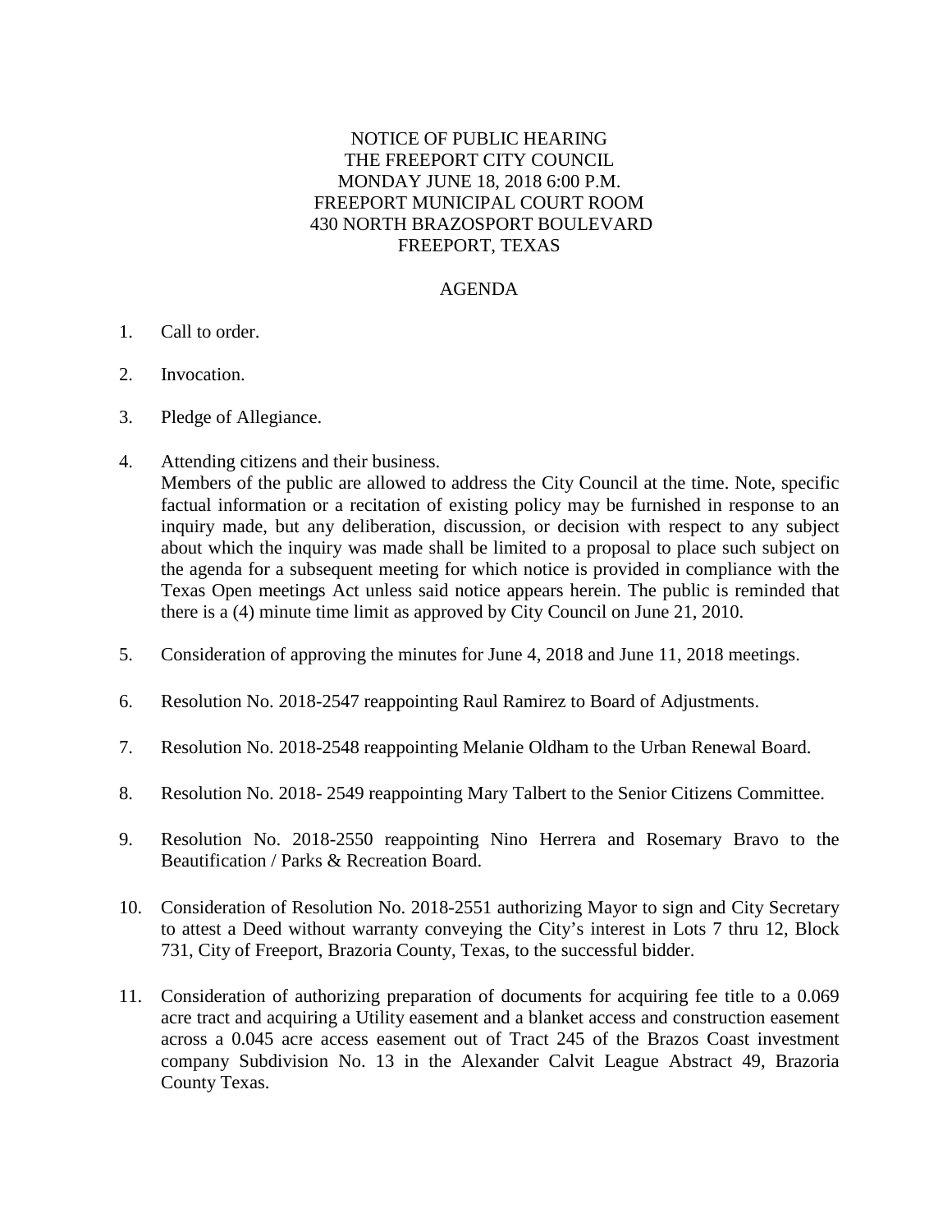# NOTICE OF PUBLIC HEARING
# THE FREEPORT CITY COUNCIL
# MONDAY JUNE 18, 2018 6:00 P.M.
# FREEPORT MUNICIPAL COURT ROOM
# 430 NORTH BRAZOSPORT BOULEVARD
# FREEPORT, TEXAS

## AGENDA

1. Call to order.

2. Invocation.

3. Pledge of Allegiance.

4. Attending citizens and their business.
   Members of the public are allowed to address the City Council at the time. Note, specific factual information or a recitation of existing policy may be furnished in response to an inquiry made, but any deliberation, discussion, or decision with respect to any subject about which the inquiry was made shall be limited to a proposal to place such subject on the agenda for a subsequent meeting for which notice is provided in compliance with the Texas Open meetings Act unless said notice appears herein. The public is reminded that there is a (4) minute time limit as approved by City Council on June 21, 2010.

5. Consideration of approving the minutes for June 4, 2018 and June 11, 2018 meetings.

6. Resolution No. 2018-2547 reappointing Raul Ramirez to Board of Adjustments.

7. Resolution No. 2018-2548 reappointing Melanie Oldham to the Urban Renewal Board.

8. Resolution No. 2018- 2549 reappointing Mary Talbert to the Senior Citizens Committee.

9. Resolution No. 2018-2550 reappointing Nino Herrera and Rosemary Bravo to the Beautification / Parks & Recreation Board.

10. Consideration of Resolution No. 2018-2551 authorizing Mayor to sign and City Secretary to attest a Deed without warranty conveying the City's interest in Lots 7 thru 12, Block 731, City of Freeport, Brazoria County, Texas, to the successful bidder.

11. Consideration of authorizing preparation of documents for acquiring fee title to a 0.069 acre tract and acquiring a Utility easement and a blanket access and construction easement across a 0.045 acre access easement out of Tract 245 of the Brazos Coast investment company Subdivision No. 13 in the Alexander Calvit League Abstract 49, Brazoria County Texas.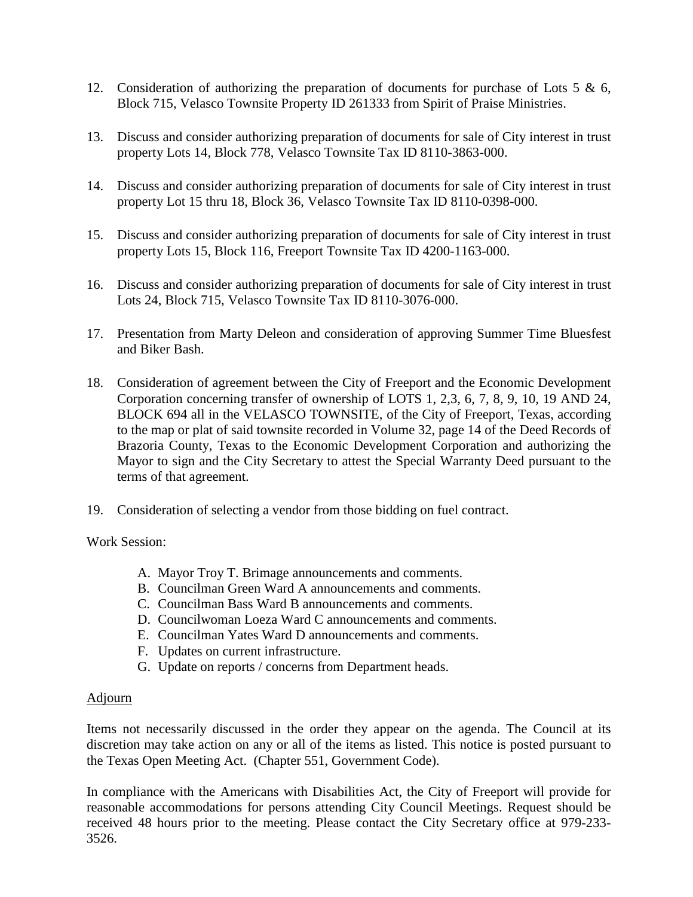12. Consideration of authorizing the preparation of documents for purchase of Lots 5 & 6, Block 715, Velasco Townsite Property ID 261333 from Spirit of Praise Ministries.

13. Discuss and consider authorizing preparation of documents for sale of City interest in trust property Lots 14, Block 778, Velasco Townsite Tax ID 8110-3863-000.

14. Discuss and consider authorizing preparation of documents for sale of City interest in trust property Lot 15 thru 18, Block 36, Velasco Townsite Tax ID 8110-0398-000.

15. Discuss and consider authorizing preparation of documents for sale of City interest in trust property Lots 15, Block 116, Freeport Townsite Tax ID 4200-1163-000.

16. Discuss and consider authorizing preparation of documents for sale of City interest in trust Lots 24, Block 715, Velasco Townsite Tax ID 8110-3076-000.

17. Presentation from Marty Deleon and consideration of approving Summer Time Bluesfest and Biker Bash.

18. Consideration of agreement between the City of Freeport and the Economic Development Corporation concerning transfer of ownership of LOTS 1, 2,3, 6, 7, 8, 9, 10, 19 AND 24, BLOCK 694 all in the VELASCO TOWNSITE, of the City of Freeport, Texas, according to the map or plat of said townsite recorded in Volume 32, page 14 of the Deed Records of Brazoria County, Texas to the Economic Development Corporation and authorizing the Mayor to sign and the City Secretary to attest the Special Warranty Deed pursuant to the terms of that agreement.

19. Consideration of selecting a vendor from those bidding on fuel contract.

Work Session:

A. Mayor Troy T. Brimage announcements and comments.
B. Councilman Green Ward A announcements and comments.
C. Councilman Bass Ward B announcements and comments.
D. Councilwoman Loeza Ward C announcements and comments.
E. Councilman Yates Ward D announcements and comments.
F. Updates on current infrastructure.
G. Update on reports / concerns from Department heads.

<u>Adjourn</u>

Items not necessarily discussed in the order they appear on the agenda. The Council at its discretion may take action on any or all of the items as listed. This notice is posted pursuant to the Texas Open Meeting Act. (Chapter 551, Government Code).

In compliance with the Americans with Disabilities Act, the City of Freeport will provide for reasonable accommodations for persons attending City Council Meetings. Request should be received 48 hours prior to the meeting. Please contact the City Secretary office at 979-233-3526.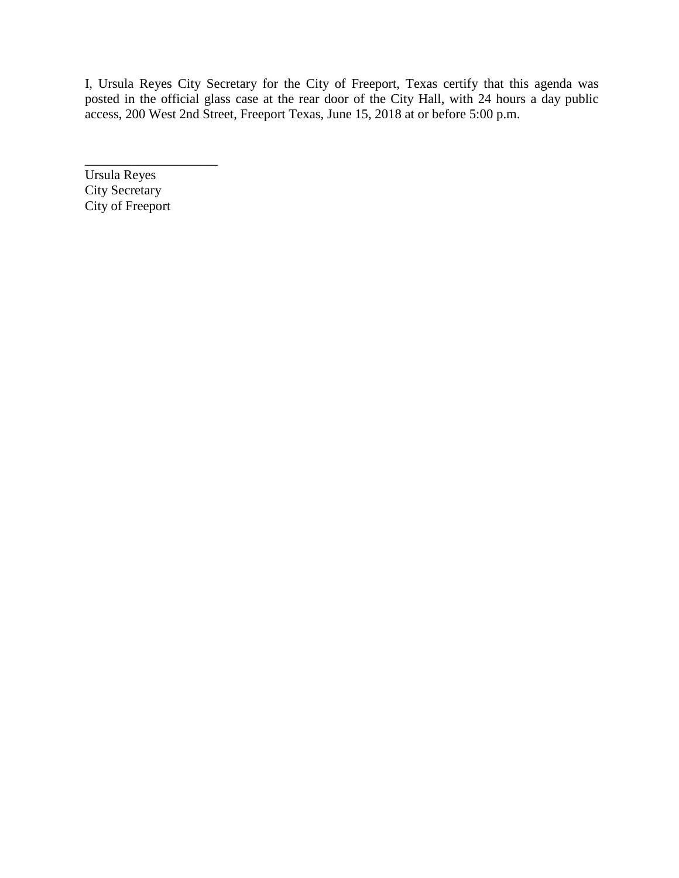I, Ursula Reyes City Secretary for the City of Freeport, Texas certify that this agenda was posted in the official glass case at the rear door of the City Hall, with 24 hours a day public access, 200 West 2nd Street, Freeport Texas, June 15, 2018 at or before 5:00 p.m.

____________________

Ursula Reyes
City Secretary
City of Freeport